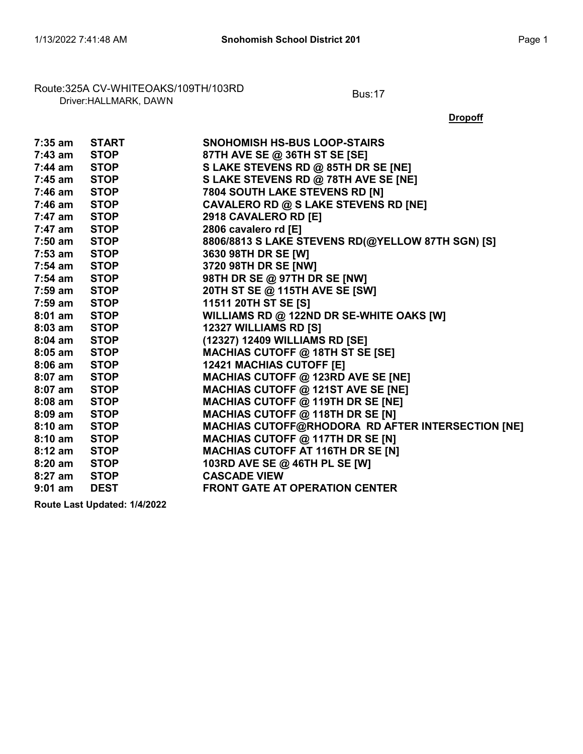Snohomish School District 201

Route:325A CV-WHITEOAKS/109TH/103RD
Driver:HALLMARK, DAWN

Bus:17

**Dropoff**

| | | |
|---|---|---|
| **7:35 am** | **START** | **SNOHOMISH HS-BUS LOOP-STAIRS** |
| **7:43 am** | **STOP** | **87TH AVE SE @ 36TH ST SE [SE]** |
| **7:44 am** | **STOP** | **S LAKE STEVENS RD @ 85TH DR SE [NE]** |
| **7:45 am** | **STOP** | **S LAKE STEVENS RD @ 78TH AVE SE [NE]** |
| **7:46 am** | **STOP** | **7804 SOUTH LAKE STEVENS RD [N]** |
| **7:46 am** | **STOP** | **CAVALERO RD @ S LAKE STEVENS RD [NE]** |
| **7:47 am** | **STOP** | **2918 CAVALERO RD [E]** |
| **7:47 am** | **STOP** | **2806 cavalero rd [E]** |
| **7:50 am** | **STOP** | **8806/8813 S LAKE STEVENS RD(@YELLOW 87TH SGN) [S]** |
| **7:53 am** | **STOP** | **3630 98TH DR SE [W]** |
| **7:54 am** | **STOP** | **3720 98TH DR SE [NW]** |
| **7:54 am** | **STOP** | **98TH DR SE @ 97TH DR SE [NW]** |
| **7:59 am** | **STOP** | **20TH ST SE @ 115TH AVE SE [SW]** |
| **7:59 am** | **STOP** | **11511 20TH ST SE [S]** |
| **8:01 am** | **STOP** | **WILLIAMS RD @ 122ND DR SE-WHITE OAKS [W]** |
| **8:03 am** | **STOP** | **12327 WILLIAMS RD [S]** |
| **8:04 am** | **STOP** | **(12327) 12409 WILLIAMS RD [SE]** |
| **8:05 am** | **STOP** | **MACHIAS CUTOFF @ 18TH ST SE [SE]** |
| **8:06 am** | **STOP** | **12421 MACHIAS CUTOFF [E]** |
| **8:07 am** | **STOP** | **MACHIAS CUTOFF @ 123RD AVE SE [NE]** |
| **8:07 am** | **STOP** | **MACHIAS CUTOFF @ 121ST AVE SE [NE]** |
| **8:08 am** | **STOP** | **MACHIAS CUTOFF @ 119TH DR SE [NE]** |
| **8:09 am** | **STOP** | **MACHIAS CUTOFF @ 118TH DR SE [N]** |
| **8:10 am** | **STOP** | **MACHIAS CUTOFF@RHODORA RD AFTER INTERSECTION [NE]** |
| **8:10 am** | **STOP** | **MACHIAS CUTOFF @ 117TH DR SE [N]** |
| **8:12 am** | **STOP** | **MACHIAS CUTOFF AT 116TH DR SE [N]** |
| **8:20 am** | **STOP** | **103RD AVE SE @ 46TH PL SE [W]** |
| **8:27 am** | **STOP** | **CASCADE VIEW** |
| **9:01 am** | **DEST** | **FRONT GATE AT OPERATION CENTER** |

**Route Last Updated: 1/4/2022**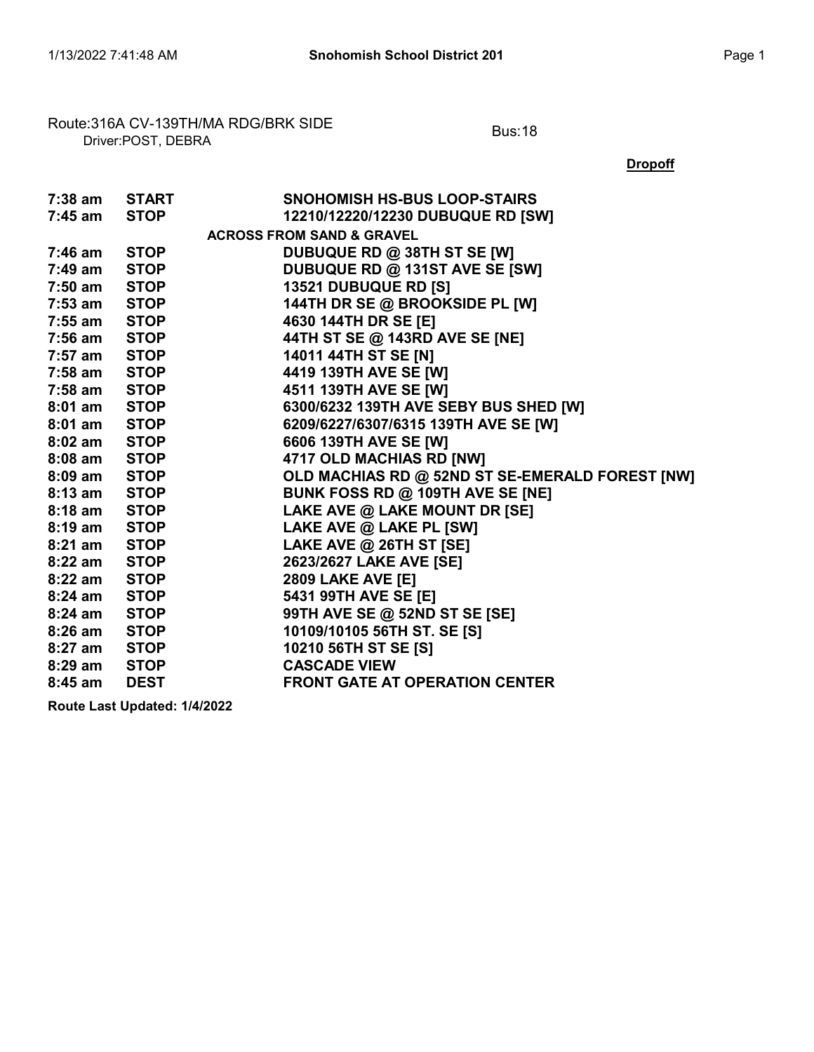Route:316A CV-139TH/MA RDG/BRK SIDE
Driver:POST, DEBRA

Bus:18

**Dropoff**

| Time | Type | Location |
| --- | --- | --- |
| **7:38 am** | **START** | **SNOHOMISH HS-BUS LOOP-STAIRS** |
| **7:45 am** | **STOP** | **12210/12220/12230 DUBUQUE RD [SW]** |
| | | **ACROSS FROM SAND & GRAVEL** |
| **7:46 am** | **STOP** | **DUBUQUE RD @ 38TH ST SE [W]** |
| **7:49 am** | **STOP** | **DUBUQUE RD @ 131ST AVE SE [SW]** |
| **7:50 am** | **STOP** | **13521 DUBUQUE RD [S]** |
| **7:53 am** | **STOP** | **144TH DR SE @ BROOKSIDE PL [W]** |
| **7:55 am** | **STOP** | **4630 144TH DR SE [E]** |
| **7:56 am** | **STOP** | **44TH ST SE @ 143RD AVE SE [NE]** |
| **7:57 am** | **STOP** | **14011 44TH ST SE [N]** |
| **7:58 am** | **STOP** | **4419 139TH AVE SE [W]** |
| **7:58 am** | **STOP** | **4511 139TH AVE SE [W]** |
| **8:01 am** | **STOP** | **6300/6232 139TH AVE SEBY BUS SHED [W]** |
| **8:01 am** | **STOP** | **6209/6227/6307/6315 139TH AVE SE [W]** |
| **8:02 am** | **STOP** | **6606 139TH AVE SE [W]** |
| **8:08 am** | **STOP** | **4717 OLD MACHIAS RD [NW]** |
| **8:09 am** | **STOP** | **OLD MACHIAS RD @ 52ND ST SE-EMERALD FOREST [NW]** |
| **8:13 am** | **STOP** | **BUNK FOSS RD @ 109TH AVE SE [NE]** |
| **8:18 am** | **STOP** | **LAKE AVE @ LAKE MOUNT DR [SE]** |
| **8:19 am** | **STOP** | **LAKE AVE @ LAKE PL [SW]** |
| **8:21 am** | **STOP** | **LAKE AVE @ 26TH ST [SE]** |
| **8:22 am** | **STOP** | **2623/2627 LAKE AVE [SE]** |
| **8:22 am** | **STOP** | **2809 LAKE AVE [E]** |
| **8:24 am** | **STOP** | **5431 99TH AVE SE [E]** |
| **8:24 am** | **STOP** | **99TH AVE SE @ 52ND ST SE [SE]** |
| **8:26 am** | **STOP** | **10109/10105 56TH ST. SE [S]** |
| **8:27 am** | **STOP** | **10210 56TH ST SE [S]** |
| **8:29 am** | **STOP** | **CASCADE VIEW** |
| **8:45 am** | **DEST** | **FRONT GATE AT OPERATION CENTER** |

**Route Last Updated: 1/4/2022**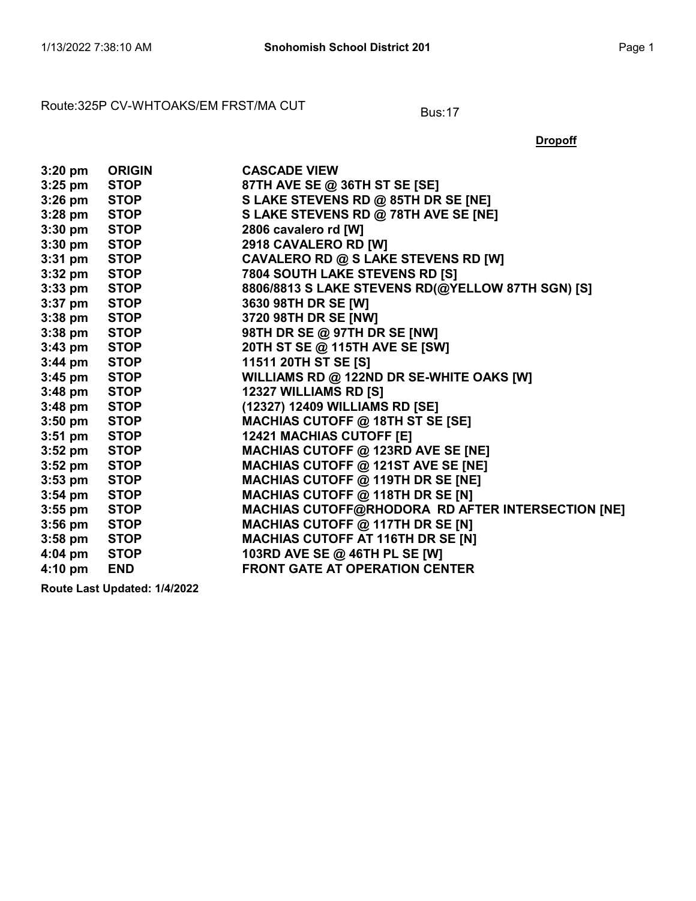Route:325P CV-WHTOAKS/EM FRST/MA CUT

Bus:17

**Dropoff**

| | | |
|---|---|---|
| **3:20 pm** | **ORIGIN** | **CASCADE VIEW** |
| **3:25 pm** | **STOP** | **87TH AVE SE @ 36TH ST SE [SE]** |
| **3:26 pm** | **STOP** | **S LAKE STEVENS RD @ 85TH DR SE [NE]** |
| **3:28 pm** | **STOP** | **S LAKE STEVENS RD @ 78TH AVE SE [NE]** |
| **3:30 pm** | **STOP** | **2806 cavalero rd [W]** |
| **3:30 pm** | **STOP** | **2918 CAVALERO RD [W]** |
| **3:31 pm** | **STOP** | **CAVALERO RD @ S LAKE STEVENS RD [W]** |
| **3:32 pm** | **STOP** | **7804 SOUTH LAKE STEVENS RD [S]** |
| **3:33 pm** | **STOP** | **8806/8813 S LAKE STEVENS RD(@YELLOW 87TH SGN) [S]** |
| **3:37 pm** | **STOP** | **3630 98TH DR SE [W]** |
| **3:38 pm** | **STOP** | **3720 98TH DR SE [NW]** |
| **3:38 pm** | **STOP** | **98TH DR SE @ 97TH DR SE [NW]** |
| **3:43 pm** | **STOP** | **20TH ST SE @ 115TH AVE SE [SW]** |
| **3:44 pm** | **STOP** | **11511 20TH ST SE [S]** |
| **3:45 pm** | **STOP** | **WILLIAMS RD @ 122ND DR SE-WHITE OAKS [W]** |
| **3:48 pm** | **STOP** | **12327 WILLIAMS RD [S]** |
| **3:48 pm** | **STOP** | **(12327) 12409 WILLIAMS RD [SE]** |
| **3:50 pm** | **STOP** | **MACHIAS CUTOFF @ 18TH ST SE [SE]** |
| **3:51 pm** | **STOP** | **12421 MACHIAS CUTOFF [E]** |
| **3:52 pm** | **STOP** | **MACHIAS CUTOFF @ 123RD AVE SE [NE]** |
| **3:52 pm** | **STOP** | **MACHIAS CUTOFF @ 121ST AVE SE [NE]** |
| **3:53 pm** | **STOP** | **MACHIAS CUTOFF @ 119TH DR SE [NE]** |
| **3:54 pm** | **STOP** | **MACHIAS CUTOFF @ 118TH DR SE [N]** |
| **3:55 pm** | **STOP** | **MACHIAS CUTOFF@RHODORA RD AFTER INTERSECTION [NE]** |
| **3:56 pm** | **STOP** | **MACHIAS CUTOFF @ 117TH DR SE [N]** |
| **3:58 pm** | **STOP** | **MACHIAS CUTOFF AT 116TH DR SE [N]** |
| **4:04 pm** | **STOP** | **103RD AVE SE @ 46TH PL SE [W]** |
| **4:10 pm** | **END** | **FRONT GATE AT OPERATION CENTER** |

**Route Last Updated: 1/4/2022**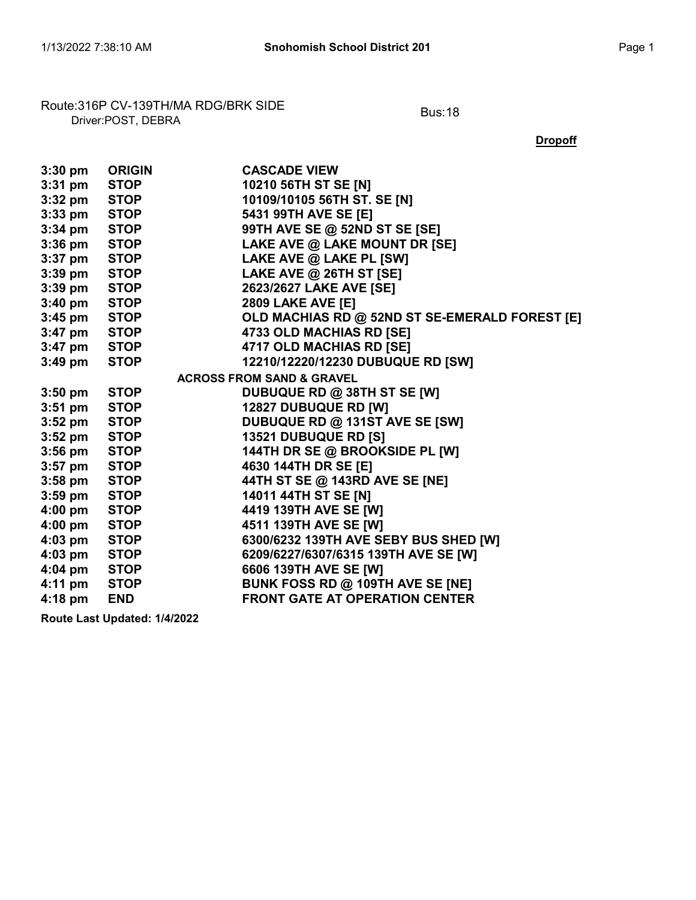Route:316P CV-139TH/MA RDG/BRK SIDE
Driver:POST, DEBRA

Bus:18

**Dropoff**

| | | |
|---|---|---|
| **3:30 pm** | **ORIGIN** | **CASCADE VIEW** |
| **3:31 pm** | **STOP** | **10210 56TH ST SE [N]** |
| **3:32 pm** | **STOP** | **10109/10105 56TH ST. SE [N]** |
| **3:33 pm** | **STOP** | **5431 99TH AVE SE [E]** |
| **3:34 pm** | **STOP** | **99TH AVE SE @ 52ND ST SE [SE]** |
| **3:36 pm** | **STOP** | **LAKE AVE @ LAKE MOUNT DR [SE]** |
| **3:37 pm** | **STOP** | **LAKE AVE @ LAKE PL [SW]** |
| **3:39 pm** | **STOP** | **LAKE AVE @ 26TH ST [SE]** |
| **3:39 pm** | **STOP** | **2623/2627 LAKE AVE [SE]** |
| **3:40 pm** | **STOP** | **2809 LAKE AVE [E]** |
| **3:45 pm** | **STOP** | **OLD MACHIAS RD @ 52ND ST SE-EMERALD FOREST [E]** |
| **3:47 pm** | **STOP** | **4733 OLD MACHIAS RD [SE]** |
| **3:47 pm** | **STOP** | **4717 OLD MACHIAS RD [SE]** |
| **3:49 pm** | **STOP** | **12210/12220/12230 DUBUQUE RD [SW]** ACROSS FROM SAND & GRAVEL |
| **3:50 pm** | **STOP** | **DUBUQUE RD @ 38TH ST SE [W]** |
| **3:51 pm** | **STOP** | **12827 DUBUQUE RD [W]** |
| **3:52 pm** | **STOP** | **DUBUQUE RD @ 131ST AVE SE [SW]** |
| **3:52 pm** | **STOP** | **13521 DUBUQUE RD [S]** |
| **3:56 pm** | **STOP** | **144TH DR SE @ BROOKSIDE PL [W]** |
| **3:57 pm** | **STOP** | **4630 144TH DR SE [E]** |
| **3:58 pm** | **STOP** | **44TH ST SE @ 143RD AVE SE [NE]** |
| **3:59 pm** | **STOP** | **14011 44TH ST SE [N]** |
| **4:00 pm** | **STOP** | **4419 139TH AVE SE [W]** |
| **4:00 pm** | **STOP** | **4511 139TH AVE SE [W]** |
| **4:03 pm** | **STOP** | **6300/6232 139TH AVE SEBY BUS SHED [W]** |
| **4:03 pm** | **STOP** | **6209/6227/6307/6315 139TH AVE SE [W]** |
| **4:04 pm** | **STOP** | **6606 139TH AVE SE [W]** |
| **4:11 pm** | **STOP** | **BUNK FOSS RD @ 109TH AVE SE [NE]** |
| **4:18 pm** | **END** | **FRONT GATE AT OPERATION CENTER** |

**Route Last Updated: 1/4/2022**